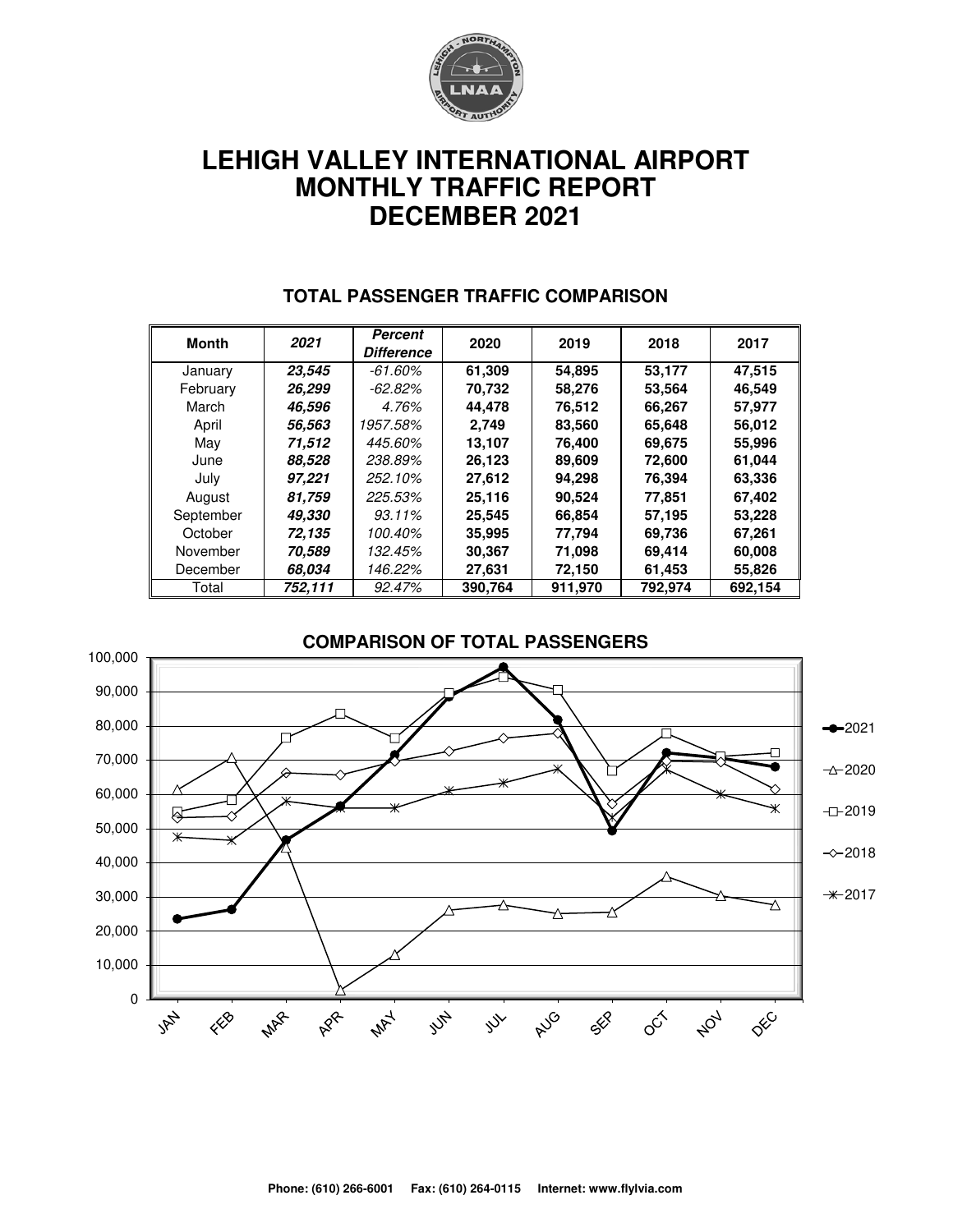# LEHIGH VALLEY INTERNATIONAL AIRPORT
# MONTHLY TRAFFIC REPORT
# DECEMBER 2021

## TOTAL PASSENGER TRAFFIC COMPARISON

| Month | *2021* | *Percent Difference* | 2020 | 2019 | 2018 | 2017 |
|---|---|---|---|---|---|---|
| January | ***23,545*** | *-61.60%* | **61,309** | **54,895** | **53,177** | **47,515** |
| February | ***26,299*** | *-62.82%* | **70,732** | **58,276** | **53,564** | **46,549** |
| March | ***46,596*** | *4.76%* | **44,478** | **76,512** | **66,267** | **57,977** |
| April | ***56,563*** | *1957.58%* | **2,749** | **83,560** | **65,648** | **56,012** |
| May | ***71,512*** | *445.60%* | **13,107** | **76,400** | **69,675** | **55,996** |
| June | ***88,528*** | *238.89%* | **26,123** | **89,609** | **72,600** | **61,044** |
| July | ***97,221*** | *252.10%* | **27,612** | **94,298** | **76,394** | **63,336** |
| August | ***81,759*** | *225.53%* | **25,116** | **90,524** | **77,851** | **67,402** |
| September | ***49,330*** | *93.11%* | **25,545** | **66,854** | **57,195** | **53,228** |
| October | ***72,135*** | *100.40%* | **35,995** | **77,794** | **69,736** | **67,261** |
| November | ***70,589*** | *132.45%* | **30,367** | **71,098** | **69,414** | **60,008** |
| December | ***68,034*** | *146.22%* | **27,631** | **72,150** | **61,453** | **55,826** |
| Total | ***752,111*** | *92.47%* | **390,764** | **911,970** | **792,974** | **692,154** |

## COMPARISON OF TOTAL PASSENGERS

Phone: (610) 266-6001  Fax: (610) 264-0115  Internet: www.flylvia.com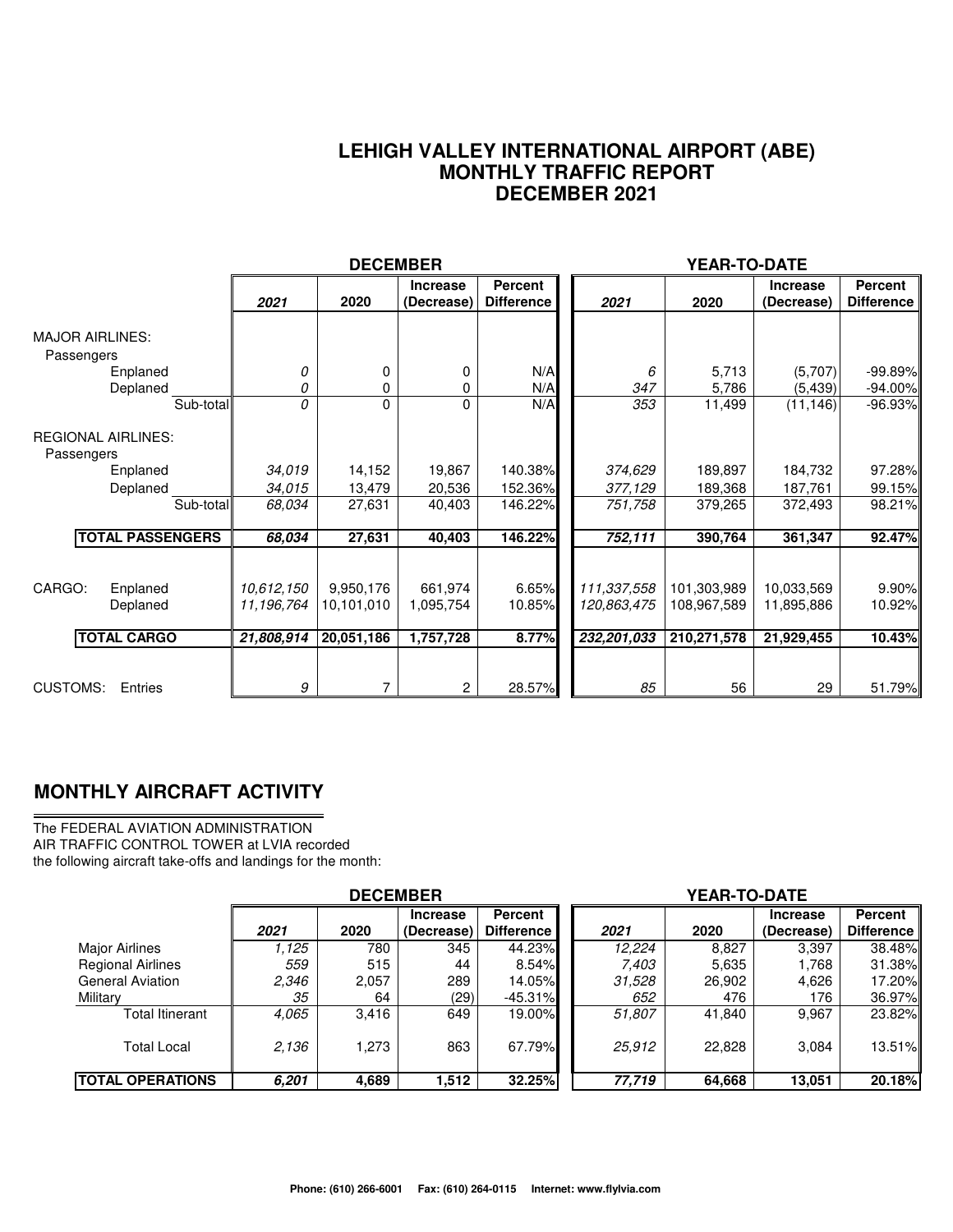# LEHIGH VALLEY INTERNATIONAL AIRPORT (ABE)
## MONTHLY TRAFFIC REPORT
## DECEMBER 2021

| | DECEMBER | | | | YEAR-TO-DATE | | | |
|---|---|---|---|---|---|---|---|---|
| | *2021* | 2020 | Increase (Decrease) | Percent Difference | *2021* | 2020 | Increase (Decrease) | Percent Difference |
| MAJOR AIRLINES: | | | | | | | | |
| Passengers | | | | | | | | |
| Enplaned | *0* | 0 | 0 | N/A | *6* | 5,713 | (5,707) | -99.89% |
| Deplaned | *0* | 0 | 0 | N/A | *347* | 5,786 | (5,439) | -94.00% |
| Sub-total | *0* | 0 | 0 | N/A | *353* | 11,499 | (11,146) | -96.93% |
| REGIONAL AIRLINES: | | | | | | | | |
| Passengers | | | | | | | | |
| Enplaned | *34,019* | 14,152 | 19,867 | 140.38% | *374,629* | 189,897 | 184,732 | 97.28% |
| Deplaned | *34,015* | 13,479 | 20,536 | 152.36% | *377,129* | 189,368 | 187,761 | 99.15% |
| Sub-total | *68,034* | 27,631 | 40,403 | 146.22% | *751,758* | 379,265 | 372,493 | 98.21% |
| **TOTAL PASSENGERS** | ***68,034*** | **27,631** | **40,403** | **146.22%** | ***752,111*** | **390,764** | **361,347** | **92.47%** |
| CARGO: Enplaned | *10,612,150* | 9,950,176 | 661,974 | 6.65% | *111,337,558* | 101,303,989 | 10,033,569 | 9.90% |
| Deplaned | *11,196,764* | 10,101,010 | 1,095,754 | 10.85% | *120,863,475* | 108,967,589 | 11,895,886 | 10.92% |
| **TOTAL CARGO** | ***21,808,914*** | **20,051,186** | **1,757,728** | **8.77%** | ***232,201,033*** | **210,271,578** | **21,929,455** | **10.43%** |
| CUSTOMS: Entries | *9* | 7 | 2 | 28.57% | *85* | 56 | 29 | 51.79% |

## MONTHLY AIRCRAFT ACTIVITY

The FEDERAL AVIATION ADMINISTRATION
AIR TRAFFIC CONTROL TOWER at LVIA recorded
the following aircraft take-offs and landings for the month:

| | DECEMBER | | | | YEAR-TO-DATE | | | |
|---|---|---|---|---|---|---|---|---|
| | *2021* | 2020 | Increase (Decrease) | Percent Difference | *2021* | 2020 | Increase (Decrease) | Percent Difference |
| Major Airlines | *1,125* | 780 | 345 | 44.23% | *12,224* | 8,827 | 3,397 | 38.48% |
| Regional Airlines | *559* | 515 | 44 | 8.54% | *7,403* | 5,635 | 1,768 | 31.38% |
| General Aviation | *2,346* | 2,057 | 289 | 14.05% | *31,528* | 26,902 | 4,626 | 17.20% |
| Military | *35* | 64 | (29) | -45.31% | *652* | 476 | 176 | 36.97% |
| Total Itinerant | *4,065* | 3,416 | 649 | 19.00% | *51,807* | 41,840 | 9,967 | 23.82% |
| Total Local | *2,136* | 1,273 | 863 | 67.79% | *25,912* | 22,828 | 3,084 | 13.51% |
| **TOTAL OPERATIONS** | ***6,201*** | **4,689** | **1,512** | **32.25%** | ***77,719*** | **64,668** | **13,051** | **20.18%** |

**Phone: (610) 266-6001 Fax: (610) 264-0115 Internet: www.flylvia.com**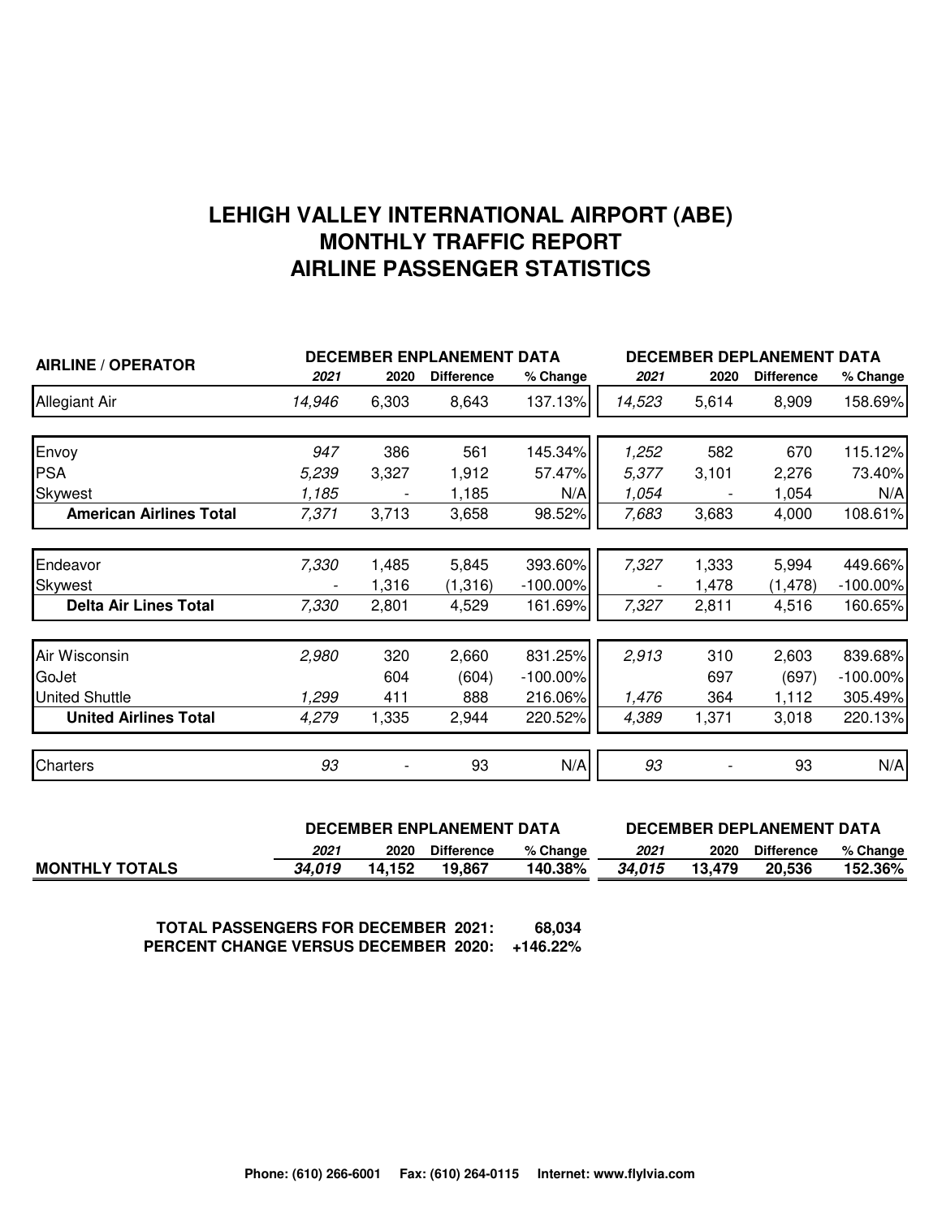# LEHIGH VALLEY INTERNATIONAL AIRPORT (ABE)
# MONTHLY TRAFFIC REPORT
# AIRLINE PASSENGER STATISTICS

| AIRLINE / OPERATOR | DECEMBER ENPLANEMENT DATA | | | | DECEMBER DEPLANEMENT DATA | | | |
|---|---|---|---|---|---|---|---|---|
| | *2021* | 2020 | Difference | % Change | *2021* | 2020 | Difference | % Change |
| Allegiant Air | *14,946* | 6,303 | 8,643 | 137.13% | *14,523* | 5,614 | 8,909 | 158.69% |
| Envoy | *947* | 386 | 561 | 145.34% | *1,252* | 582 | 670 | 115.12% |
| PSA | *5,239* | 3,327 | 1,912 | 57.47% | *5,377* | 3,101 | 2,276 | 73.40% |
| Skywest | *1,185* | - | 1,185 | N/A | *1,054* | - | 1,054 | N/A |
| **American Airlines Total** | *7,371* | 3,713 | 3,658 | 98.52% | *7,683* | 3,683 | 4,000 | 108.61% |
| Endeavor | *7,330* | 1,485 | 5,845 | 393.60% | *7,327* | 1,333 | 5,994 | 449.66% |
| Skywest | - | 1,316 | (1,316) | -100.00% | - | 1,478 | (1,478) | -100.00% |
| **Delta Air Lines Total** | *7,330* | 2,801 | 4,529 | 161.69% | *7,327* | 2,811 | 4,516 | 160.65% |
| Air Wisconsin | *2,980* | 320 | 2,660 | 831.25% | *2,913* | 310 | 2,603 | 839.68% |
| GoJet | | 604 | (604) | -100.00% | | 697 | (697) | -100.00% |
| United Shuttle | *1,299* | 411 | 888 | 216.06% | *1,476* | 364 | 1,112 | 305.49% |
| **United Airlines Total** | *4,279* | 1,335 | 2,944 | 220.52% | *4,389* | 1,371 | 3,018 | 220.13% |
| Charters | *93* | - | 93 | N/A | *93* | - | 93 | N/A |

| | DECEMBER ENPLANEMENT DATA | | | | DECEMBER DEPLANEMENT DATA | | | |
|---|---|---|---|---|---|---|---|---|
| | *2021* | 2020 | Difference | % Change | *2021* | 2020 | Difference | % Change |
| **MONTHLY TOTALS** | ***34,019*** | **14,152** | **19,867** | **140.38%** | ***34,015*** | **13,479** | **20,536** | **152.36%** |

**TOTAL PASSENGERS FOR DECEMBER 2021: 68,034**
**PERCENT CHANGE VERSUS DECEMBER 2020: +146.22%**

**Phone: (610) 266-6001 Fax: (610) 264-0115 Internet: www.flylvia.com**